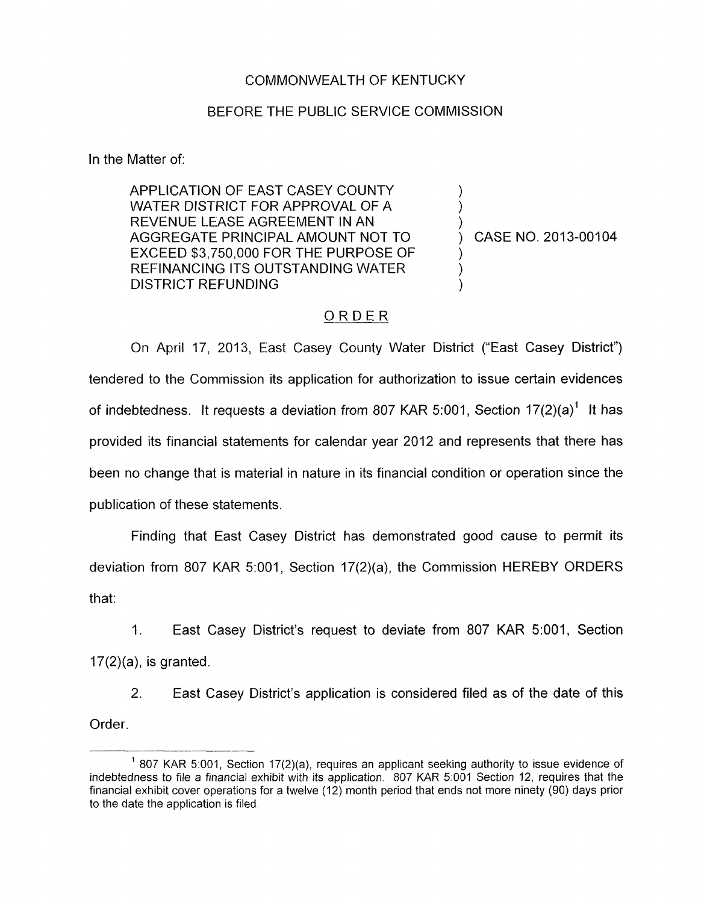COMMONWEALTH OF KENTUCKY

BEFORE THE PUBLIC SERVICE COMMISSION

In the Matter of:

APPLICATION OF EAST CASEY COUNTY WATER DISTRICT FOR APPROVAL OF A REVENUE LEASE AGREEMENT IN AN AGGREGATE PRINCIPAL AMOUNT NOT TO EXCEED $3,750,000 FOR THE PURPOSE OF REFINANCING ITS OUTSTANDING WATER DISTRICT REFUNDING

) CASE NO. 2013-00104

## ORDER

On April 17, 2013, East Casey County Water District ("East Casey District") tendered to the Commission its application for authorization to issue certain evidences of indebtedness. It requests a deviation from 807 KAR 5:001, Section 17(2)(a)[1] It has provided its financial statements for calendar year 2012 and represents that there has been no change that is material in nature in its financial condition or operation since the publication of these statements.

Finding that East Casey District has demonstrated good cause to permit its deviation from 807 KAR 5:001, Section 17(2)(a), the Commission HEREBY ORDERS that:

1. East Casey District's request to deviate from 807 KAR 5:001, Section 17(2)(a), is granted.

2. East Casey District's application is considered filed as of the date of this Order.

---

[1] 807 KAR 5:001, Section 17(2)(a), requires an applicant seeking authority to issue evidence of indebtedness to file a financial exhibit with its application. 807 KAR 5:001 Section 12, requires that the financial exhibit cover operations for a twelve (12) month period that ends not more ninety (90) days prior to the date the application is filed.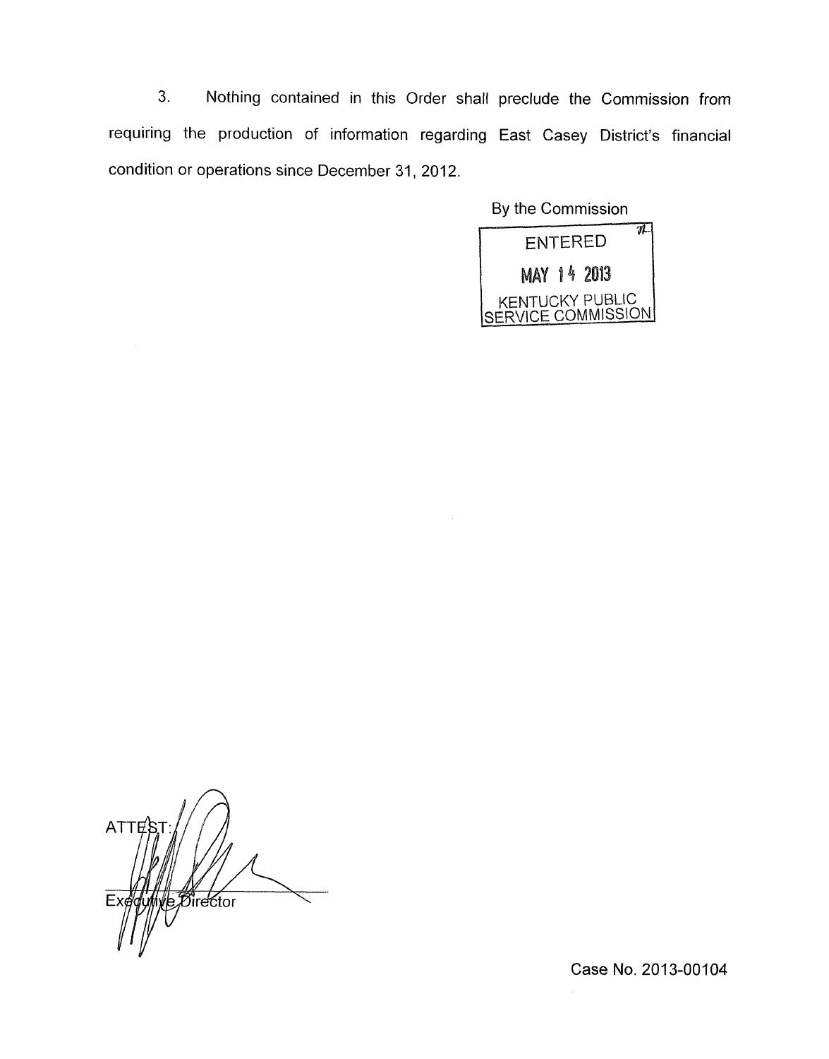3. Nothing contained in this Order shall preclude the Commission from requiring the production of information regarding East Casey District's financial condition or operations since December 31, 2012.

By the Commission

ENTERED

MAY 14 2013

KENTUCKY PUBLIC SERVICE COMMISSION

ATTEST:

Executive Director

Case No. 2013-00104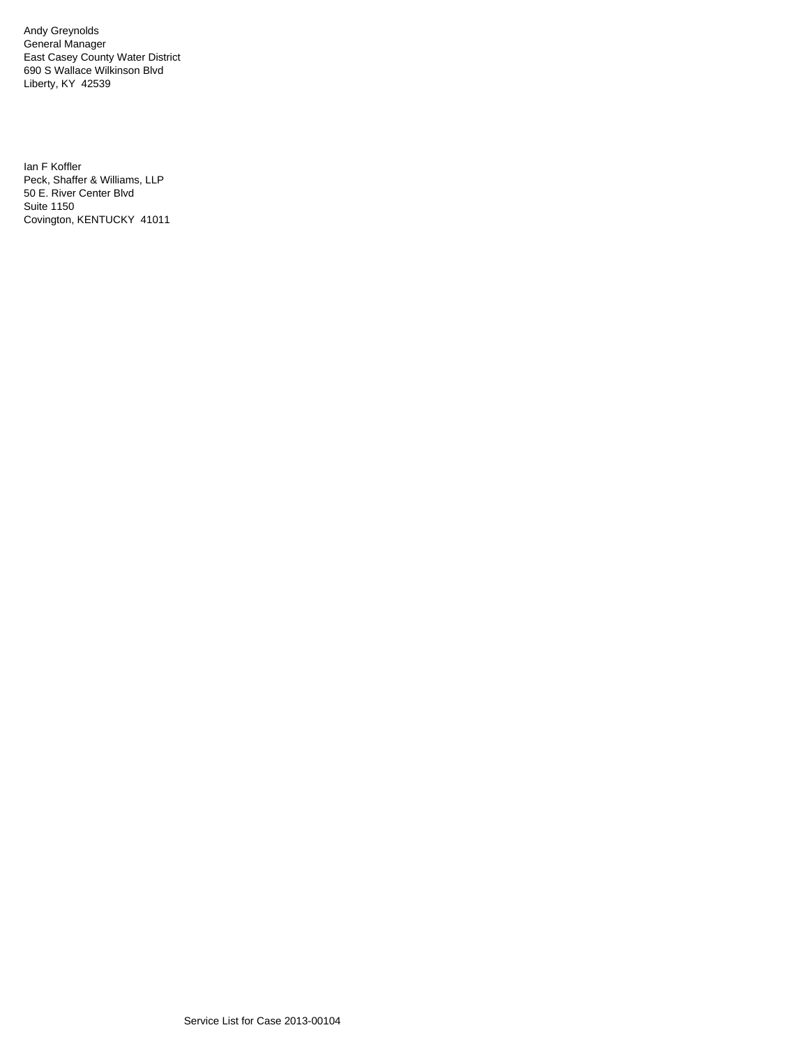Andy Greynolds
General Manager
East Casey County Water District
690 S Wallace Wilkinson Blvd
Liberty, KY 42539

Ian F Koffler
Peck, Shaffer & Williams, LLP
50 E. River Center Blvd
Suite 1150
Covington, KENTUCKY 41011

Service List for Case 2013-00104